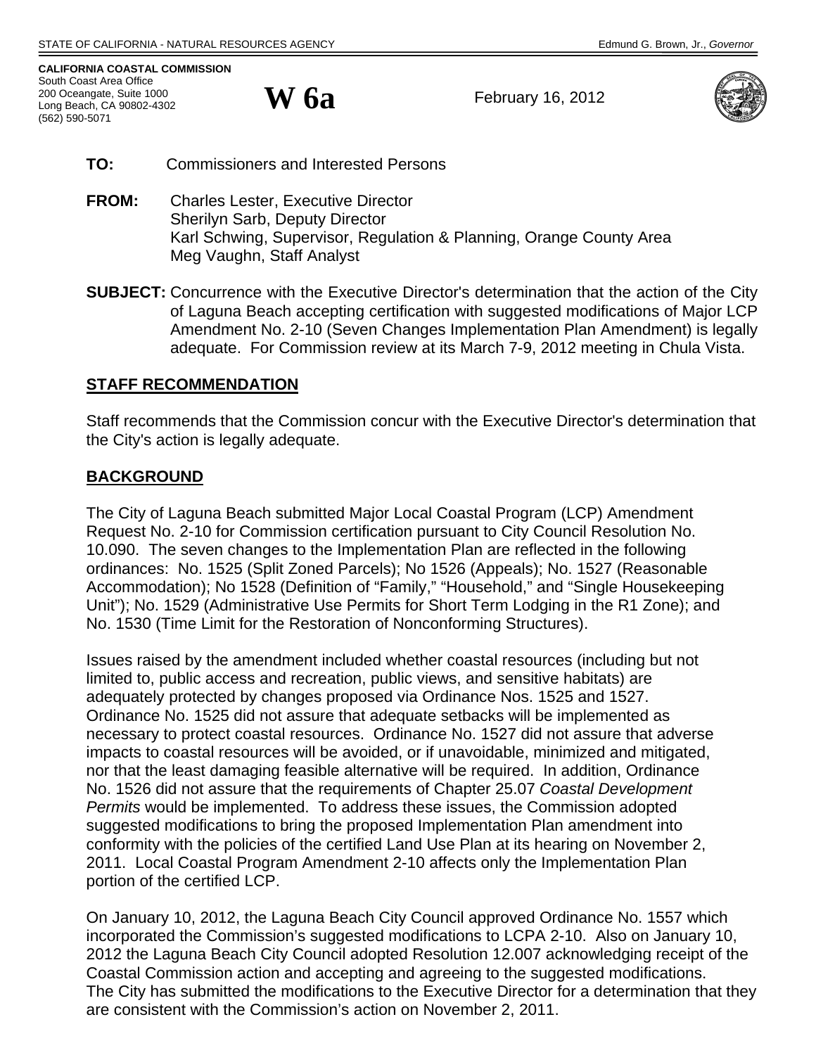STATE OF CALIFORNIA - NATURAL RESOURCES AGENCY

Edmund G. Brown, Jr., *Governor*

**CALIFORNIA COASTAL COMMISSION**
South Coast Area Office
200 Oceangate, Suite 1000
Long Beach, CA 90802-4302
(562) 590-5071

# W 6a

February 16, 2012

**TO:** Commissioners and Interested Persons

**FROM:** Charles Lester, Executive Director
Sherilyn Sarb, Deputy Director
Karl Schwing, Supervisor, Regulation & Planning, Orange County Area
Meg Vaughn, Staff Analyst

**SUBJECT:** Concurrence with the Executive Director's determination that the action of the City of Laguna Beach accepting certification with suggested modifications of Major LCP Amendment No. 2-10 (Seven Changes Implementation Plan Amendment) is legally adequate. For Commission review at its March 7-9, 2012 meeting in Chula Vista.

## STAFF RECOMMENDATION

Staff recommends that the Commission concur with the Executive Director's determination that the City's action is legally adequate.

## BACKGROUND

The City of Laguna Beach submitted Major Local Coastal Program (LCP) Amendment Request No. 2-10 for Commission certification pursuant to City Council Resolution No. 10.090. The seven changes to the Implementation Plan are reflected in the following ordinances: No. 1525 (Split Zoned Parcels); No 1526 (Appeals); No. 1527 (Reasonable Accommodation); No 1528 (Definition of "Family," "Household," and "Single Housekeeping Unit"); No. 1529 (Administrative Use Permits for Short Term Lodging in the R1 Zone); and No. 1530 (Time Limit for the Restoration of Nonconforming Structures).

Issues raised by the amendment included whether coastal resources (including but not limited to, public access and recreation, public views, and sensitive habitats) are adequately protected by changes proposed via Ordinance Nos. 1525 and 1527. Ordinance No. 1525 did not assure that adequate setbacks will be implemented as necessary to protect coastal resources. Ordinance No. 1527 did not assure that adverse impacts to coastal resources will be avoided, or if unavoidable, minimized and mitigated, nor that the least damaging feasible alternative will be required. In addition, Ordinance No. 1526 did not assure that the requirements of Chapter 25.07 *Coastal Development Permits* would be implemented. To address these issues, the Commission adopted suggested modifications to bring the proposed Implementation Plan amendment into conformity with the policies of the certified Land Use Plan at its hearing on November 2, 2011. Local Coastal Program Amendment 2-10 affects only the Implementation Plan portion of the certified LCP.

On January 10, 2012, the Laguna Beach City Council approved Ordinance No. 1557 which incorporated the Commission's suggested modifications to LCPA 2-10. Also on January 10, 2012 the Laguna Beach City Council adopted Resolution 12.007 acknowledging receipt of the Coastal Commission action and accepting and agreeing to the suggested modifications. The City has submitted the modifications to the Executive Director for a determination that they are consistent with the Commission's action on November 2, 2011.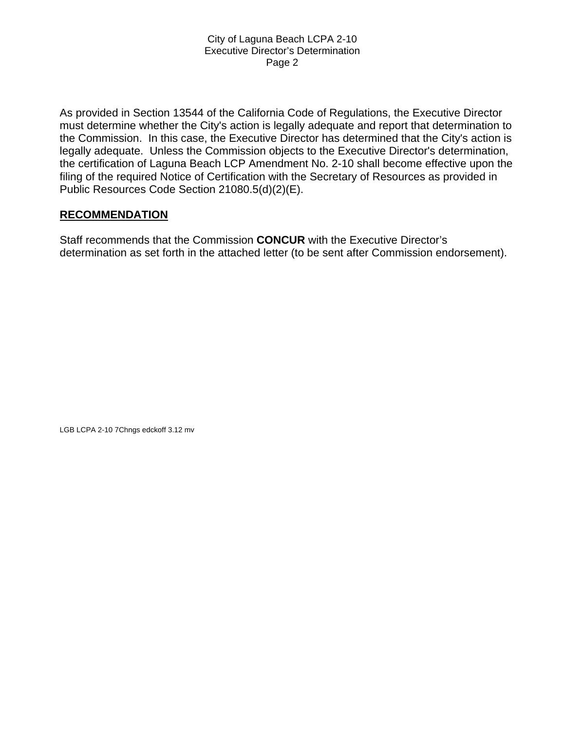As provided in Section 13544 of the California Code of Regulations, the Executive Director must determine whether the City's action is legally adequate and report that determination to the Commission. In this case, the Executive Director has determined that the City's action is legally adequate. Unless the Commission objects to the Executive Director's determination, the certification of Laguna Beach LCP Amendment No. 2-10 shall become effective upon the filing of the required Notice of Certification with the Secretary of Resources as provided in Public Resources Code Section 21080.5(d)(2)(E).

## RECOMMENDATION

Staff recommends that the Commission **CONCUR** with the Executive Director's determination as set forth in the attached letter (to be sent after Commission endorsement).

LGB LCPA 2-10 7Chngs edckoff 3.12 mv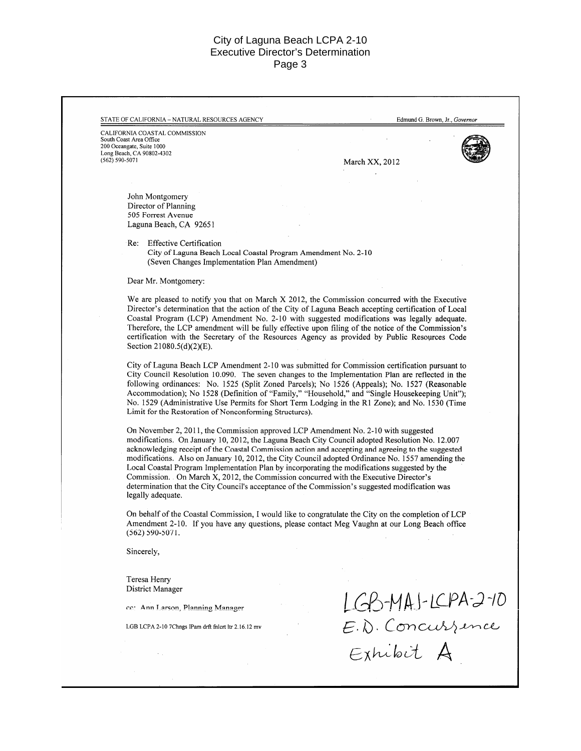STATE OF CALIFORNIA – NATURAL RESOURCES AGENCY — Edmund G. Brown, Jr., *Governor*

CALIFORNIA COASTAL COMMISSION
South Coast Area Office
200 Oceangate, Suite 1000
Long Beach, CA 90802-4302
(562) 590-5071

March XX, 2012

John Montgomery
Director of Planning
505 Forrest Avenue
Laguna Beach, CA 92651

Re: Effective Certification
City of Laguna Beach Local Coastal Program Amendment No. 2-10
(Seven Changes Implementation Plan Amendment)

Dear Mr. Montgomery:

We are pleased to notify you that on March X 2012, the Commission concurred with the Executive Director's determination that the action of the City of Laguna Beach accepting certification of Local Coastal Program (LCP) Amendment No. 2-10 with suggested modifications was legally adequate. Therefore, the LCP amendment will be fully effective upon filing of the notice of the Commission's certification with the Secretary of the Resources Agency as provided by Public Resources Code Section 21080.5(d)(2)(E).

City of Laguna Beach LCP Amendment 2-10 was submitted for Commission certification pursuant to City Council Resolution 10.090. The seven changes to the Implementation Plan are reflected in the following ordinances: No. 1525 (Split Zoned Parcels); No 1526 (Appeals); No. 1527 (Reasonable Accommodation); No 1528 (Definition of "Family," "Household," and "Single Housekeeping Unit"); No. 1529 (Administrative Use Permits for Short Term Lodging in the R1 Zone); and No. 1530 (Time Limit for the Restoration of Nonconforming Structures).

On November 2, 2011, the Commission approved LCP Amendment No. 2-10 with suggested modifications. On January 10, 2012, the Laguna Beach City Council adopted Resolution No. 12.007 acknowledging receipt of the Coastal Commission action and accepting and agreeing to the suggested modifications. Also on January 10, 2012, the City Council adopted Ordinance No. 1557 amending the Local Coastal Program Implementation Plan by incorporating the modifications suggested by the Commission. On March X, 2012, the Commission concurred with the Executive Director's determination that the City Council's acceptance of the Commission's suggested modification was legally adequate.

On behalf of the Coastal Commission, I would like to congratulate the City on the completion of LCP Amendment 2-10. If you have any questions, please contact Meg Vaughn at our Long Beach office (562) 590-5071.

Sincerely,

Teresa Henry
District Manager

cc: Ann Larson, Planning Manager

LGB LCPA 2-10 7Chngs IPam drft fnlcrt ltr 2.16.12 mv

LGB-MAJ-LCPA-2-10
E.D. Concurrence
Exhibit A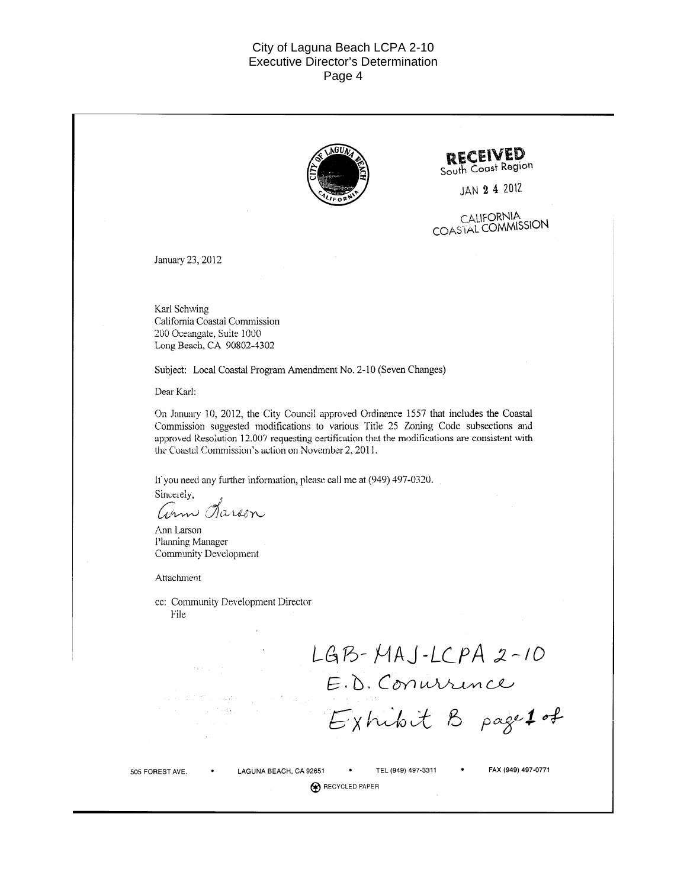RECEIVED
South Coast Region

JAN 24 2012

CALIFORNIA
COASTAL COMMISSION

January 23, 2012

Karl Schwing
California Coastal Commission
200 Oceangate, Suite 1000
Long Beach, CA 90802-4302

Subject: Local Coastal Program Amendment No. 2-10 (Seven Changes)

Dear Karl:

On January 10, 2012, the City Council approved Ordinance 1557 that includes the Coastal Commission suggested modifications to various Title 25 Zoning Code subsections and approved Resolution 12.007 requesting certification that the modifications are consistent with the Coastal Commission's action on November 2, 2011.

If you need any further information, please call me at (949) 497-0320.

Sincerely,

Ann Larson

Ann Larson
Planning Manager
Community Development

Attachment

cc: Community Development Director
File

LGB-MAJ-LCPA 2-10
E.D. Concurrence
Exhibit B page 1 of

505 FOREST AVE. • LAGUNA BEACH, CA 92651 • TEL (949) 497-3311 • FAX (949) 497-0771

RECYCLED PAPER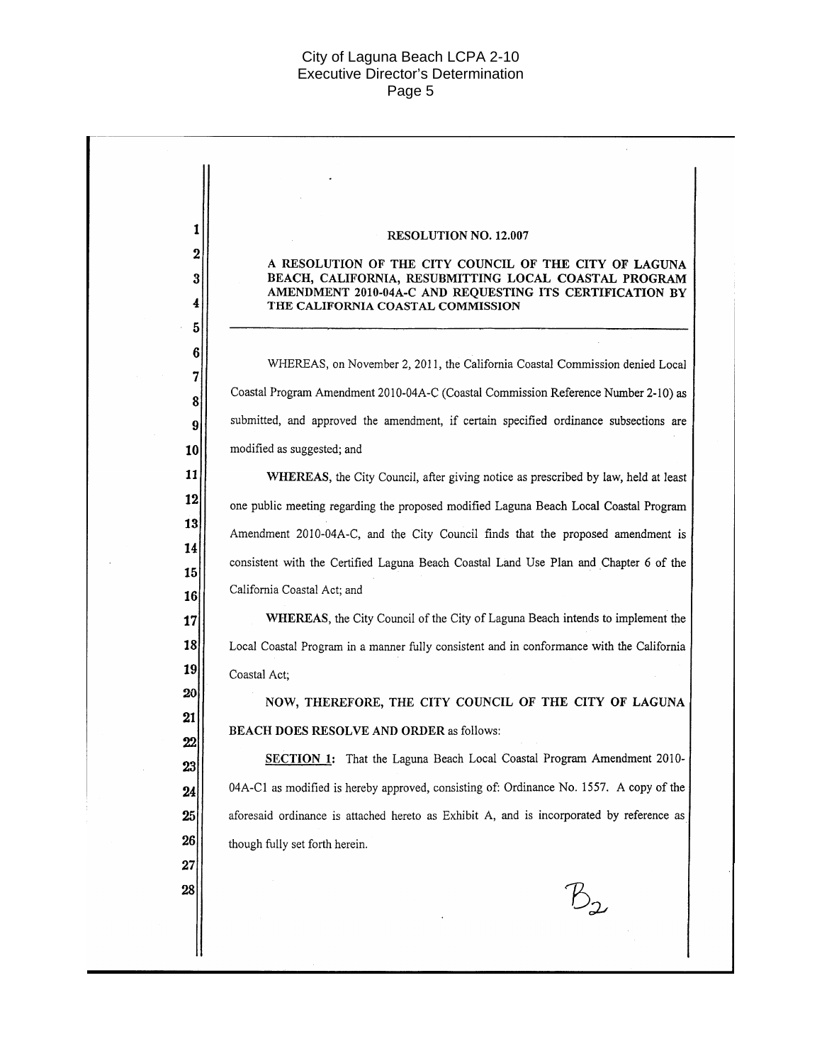**RESOLUTION NO. 12.007**

**A RESOLUTION OF THE CITY COUNCIL OF THE CITY OF LAGUNA BEACH, CALIFORNIA, RESUBMITTING LOCAL COASTAL PROGRAM AMENDMENT 2010-04A-C AND REQUESTING ITS CERTIFICATION BY THE CALIFORNIA COASTAL COMMISSION**

---

WHEREAS, on November 2, 2011, the California Coastal Commission denied Local Coastal Program Amendment 2010-04A-C (Coastal Commission Reference Number 2-10) as submitted, and approved the amendment, if certain specified ordinance subsections are modified as suggested; and

**WHEREAS**, the City Council, after giving notice as prescribed by law, held at least one public meeting regarding the proposed modified Laguna Beach Local Coastal Program Amendment 2010-04A-C, and the City Council finds that the proposed amendment is consistent with the Certified Laguna Beach Coastal Land Use Plan and Chapter 6 of the California Coastal Act; and

**WHEREAS**, the City Council of the City of Laguna Beach intends to implement the Local Coastal Program in a manner fully consistent and in conformance with the California Coastal Act;

**NOW, THEREFORE, THE CITY COUNCIL OF THE CITY OF LAGUNA BEACH DOES RESOLVE AND ORDER** as follows:

**SECTION 1:** That the Laguna Beach Local Coastal Program Amendment 2010-04A-C1 as modified is hereby approved, consisting of: Ordinance No. 1557. A copy of the aforesaid ordinance is attached hereto as Exhibit A, and is incorporated by reference as though fully set forth herein.

B2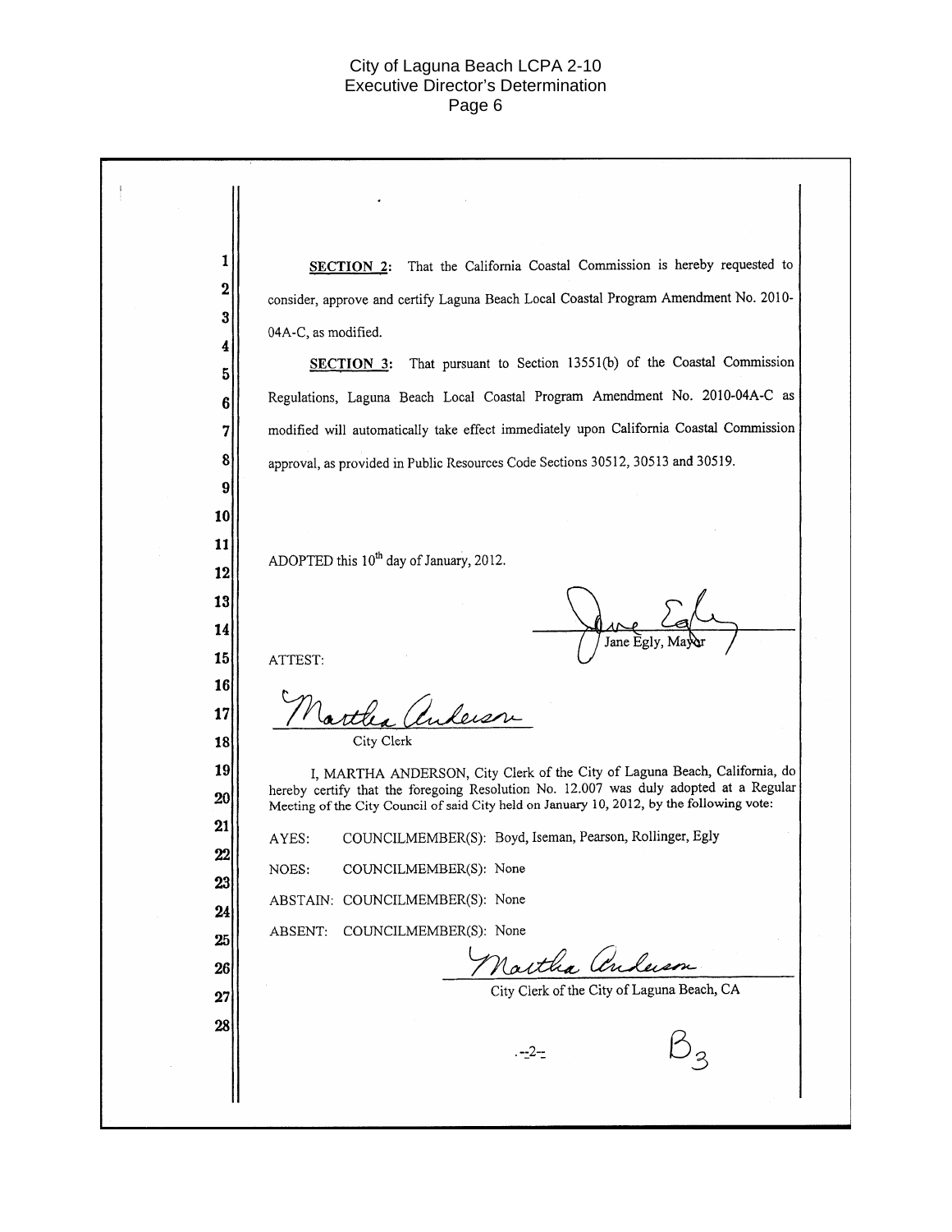**SECTION 2:** That the California Coastal Commission is hereby requested to consider, approve and certify Laguna Beach Local Coastal Program Amendment No. 2010-04A-C, as modified.

**SECTION 3:** That pursuant to Section 13551(b) of the Coastal Commission Regulations, Laguna Beach Local Coastal Program Amendment No. 2010-04A-C as modified will automatically take effect immediately upon California Coastal Commission approval, as provided in Public Resources Code Sections 30512, 30513 and 30519.

ADOPTED this 10th day of January, 2012.

Jane Egly, Mayor

ATTEST:

City Clerk

I, MARTHA ANDERSON, City Clerk of the City of Laguna Beach, California, do hereby certify that the foregoing Resolution No. 12.007 was duly adopted at a Regular Meeting of the City Council of said City held on January 10, 2012, by the following vote:

AYES: COUNCILMEMBER(S): Boyd, Iseman, Pearson, Rollinger, Egly

NOES: COUNCILMEMBER(S): None

ABSTAIN: COUNCILMEMBER(S): None

ABSENT: COUNCILMEMBER(S): None

City Clerk of the City of Laguna Beach, CA

B3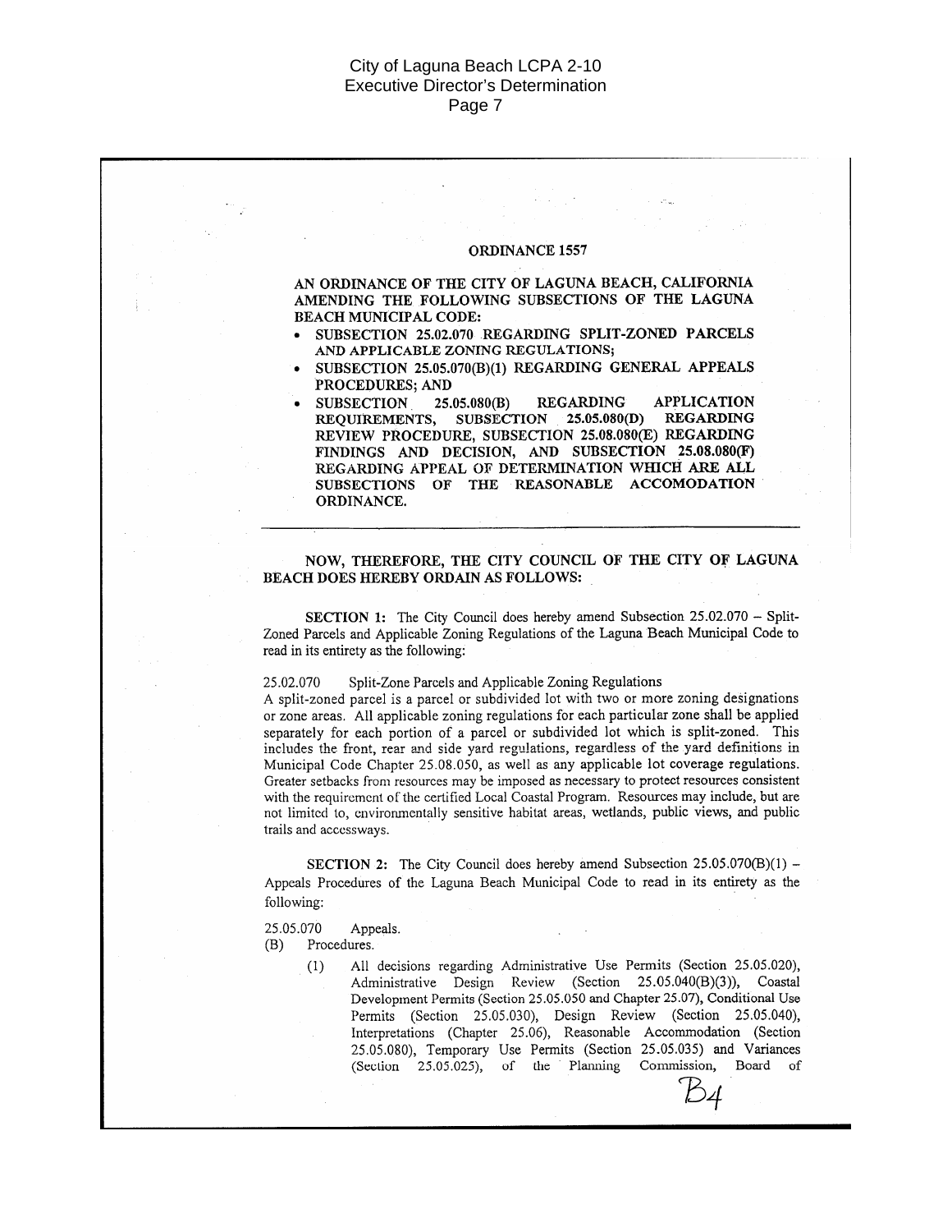**ORDINANCE 1557**

**AN ORDINANCE OF THE CITY OF LAGUNA BEACH, CALIFORNIA AMENDING THE FOLLOWING SUBSECTIONS OF THE LAGUNA BEACH MUNICIPAL CODE:**

- **SUBSECTION 25.02.070 REGARDING SPLIT-ZONED PARCELS AND APPLICABLE ZONING REGULATIONS;**
- **SUBSECTION 25.05.070(B)(1) REGARDING GENERAL APPEALS PROCEDURES; AND**
- **SUBSECTION 25.05.080(B) REGARDING APPLICATION REQUIREMENTS, SUBSECTION 25.05.080(D) REGARDING REVIEW PROCEDURE, SUBSECTION 25.08.080(E) REGARDING FINDINGS AND DECISION, AND SUBSECTION 25.08.080(F) REGARDING APPEAL OF DETERMINATION WHICH ARE ALL SUBSECTIONS OF THE REASONABLE ACCOMODATION ORDINANCE.**

---

**NOW, THEREFORE, THE CITY COUNCIL OF THE CITY OF LAGUNA BEACH DOES HEREBY ORDAIN AS FOLLOWS:**

**SECTION 1:** The City Council does hereby amend Subsection 25.02.070 – Split-Zoned Parcels and Applicable Zoning Regulations of the Laguna Beach Municipal Code to read in its entirety as the following:

25.02.070 Split-Zone Parcels and Applicable Zoning Regulations
A split-zoned parcel is a parcel or subdivided lot with two or more zoning designations or zone areas. All applicable zoning regulations for each particular zone shall be applied separately for each portion of a parcel or subdivided lot which is split-zoned. This includes the front, rear and side yard regulations, regardless of the yard definitions in Municipal Code Chapter 25.08.050, as well as any applicable lot coverage regulations. Greater setbacks from resources may be imposed as necessary to protect resources consistent with the requirement of the certified Local Coastal Program. Resources may include, but are not limited to, environmentally sensitive habitat areas, wetlands, public views, and public trails and accessways.

**SECTION 2:** The City Council does hereby amend Subsection 25.05.070(B)(1) – Appeals Procedures of the Laguna Beach Municipal Code to read in its entirety as the following:

25.05.070 Appeals.
(B) Procedures.

(1) All decisions regarding Administrative Use Permits (Section 25.05.020), Administrative Design Review (Section 25.05.040(B)(3)), Coastal Development Permits (Section 25.05.050 and Chapter 25.07), Conditional Use Permits (Section 25.05.030), Design Review (Section 25.05.040), Interpretations (Chapter 25.06), Reasonable Accommodation (Section 25.05.080), Temporary Use Permits (Section 25.05.035) and Variances (Section 25.05.025), of the Planning Commission, Board of

B4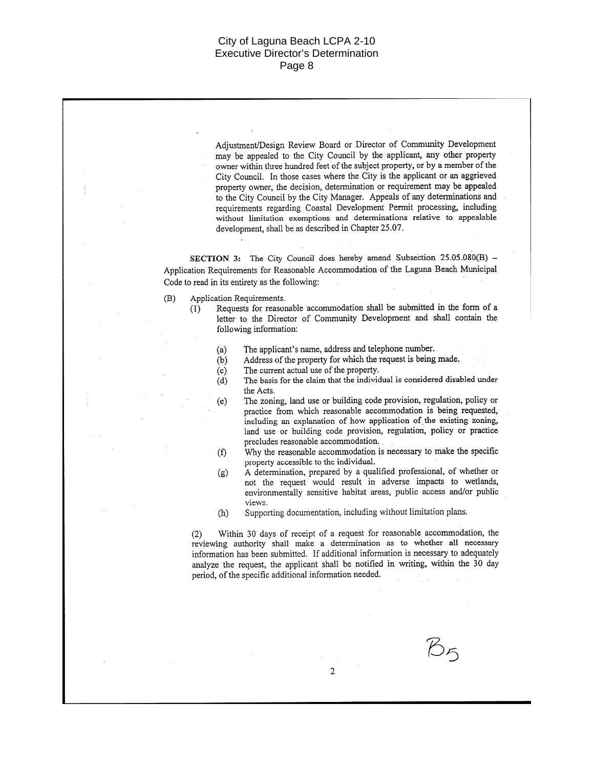Adjustment/Design Review Board or Director of Community Development may be appealed to the City Council by the applicant, any other property owner within three hundred feet of the subject property, or by a member of the City Council. In those cases where the City is the applicant or an aggrieved property owner, the decision, determination or requirement may be appealed to the City Council by the City Manager. Appeals of any determinations and requirements regarding Coastal Development Permit processing, including without limitation exemptions and determinations relative to appealable development, shall be as described in Chapter 25.07.

**SECTION 3:** The City Council does hereby amend Subsection 25.05.080(B) – Application Requirements for Reasonable Accommodation of the Laguna Beach Municipal Code to read in its entirety as the following:

(B) Application Requirements.

(1) Requests for reasonable accommodation shall be submitted in the form of a letter to the Director of Community Development and shall contain the following information:

(a) The applicant's name, address and telephone number.

(b) Address of the property for which the request is being made.

(c) The current actual use of the property.

(d) The basis for the claim that the individual is considered disabled under the Acts.

(e) The zoning, land use or building code provision, regulation, policy or practice from which reasonable accommodation is being requested, including an explanation of how application of the existing zoning, land use or building code provision, regulation, policy or practice precludes reasonable accommodation.

(f) Why the reasonable accommodation is necessary to make the specific property accessible to the individual.

(g) A determination, prepared by a qualified professional, of whether or not the request would result in adverse impacts to wetlands, environmentally sensitive habitat areas, public access and/or public views.

(h) Supporting documentation, including without limitation plans.

(2) Within 30 days of receipt of a request for reasonable accommodation, the reviewing authority shall make a determination as to whether all necessary information has been submitted. If additional information is necessary to adequately analyze the request, the applicant shall be notified in writing, within the 30 day period, of the specific additional information needed.

B5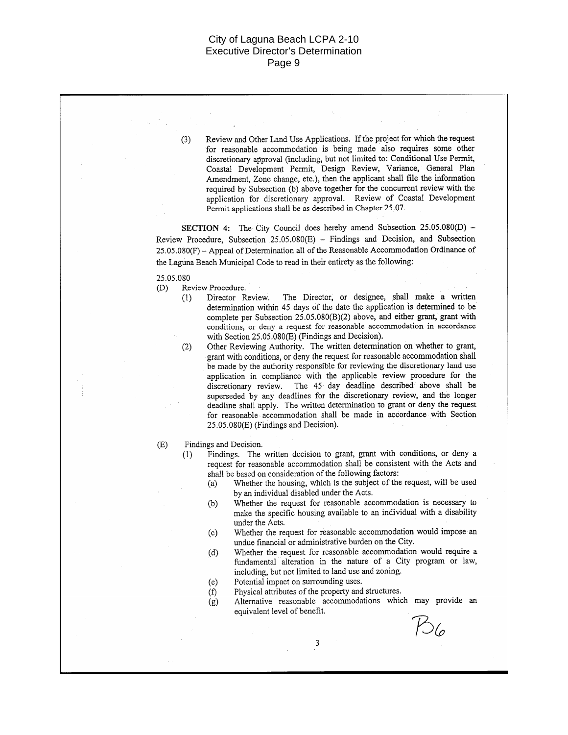(3) Review and Other Land Use Applications. If the project for which the request for reasonable accommodation is being made also requires some other discretionary approval (including, but not limited to: Conditional Use Permit, Coastal Development Permit, Design Review, Variance, General Plan Amendment, Zone change, etc.), then the applicant shall file the information required by Subsection (b) above together for the concurrent review with the application for discretionary approval. Review of Coastal Development Permit applications shall be as described in Chapter 25.07.

**SECTION 4:** The City Council does hereby amend Subsection 25.05.080(D) – Review Procedure, Subsection 25.05.080(E) – Findings and Decision, and Subsection 25.05.080(F) – Appeal of Determination all of the Reasonable Accommodation Ordinance of the Laguna Beach Municipal Code to read in their entirety as the following:

25.05.080

(D) Review Procedure.

(1) Director Review. The Director, or designee, shall make a written determination within 45 days of the date the application is determined to be complete per Subsection 25.05.080(B)(2) above, and either grant, grant with conditions, or deny a request for reasonable accommodation in accordance with Section 25.05.080(E) (Findings and Decision).

(2) Other Reviewing Authority. The written determination on whether to grant, grant with conditions, or deny the request for reasonable accommodation shall be made by the authority responsible for reviewing the discretionary land use application in compliance with the applicable review procedure for the discretionary review. The 45 day deadline described above shall be superseded by any deadlines for the discretionary review, and the longer deadline shall apply. The written determination to grant or deny the request for reasonable accommodation shall be made in accordance with Section 25.05.080(E) (Findings and Decision).

(E) Findings and Decision.

(1) Findings. The written decision to grant, grant with conditions, or deny a request for reasonable accommodation shall be consistent with the Acts and shall be based on consideration of the following factors:

(a) Whether the housing, which is the subject of the request, will be used by an individual disabled under the Acts.

(b) Whether the request for reasonable accommodation is necessary to make the specific housing available to an individual with a disability under the Acts.

(c) Whether the request for reasonable accommodation would impose an undue financial or administrative burden on the City.

(d) Whether the request for reasonable accommodation would require a fundamental alteration in the nature of a City program or law, including, but not limited to land use and zoning.

(e) Potential impact on surrounding uses.

(f) Physical attributes of the property and structures.

(g) Alternative reasonable accommodations which may provide an equivalent level of benefit.

B6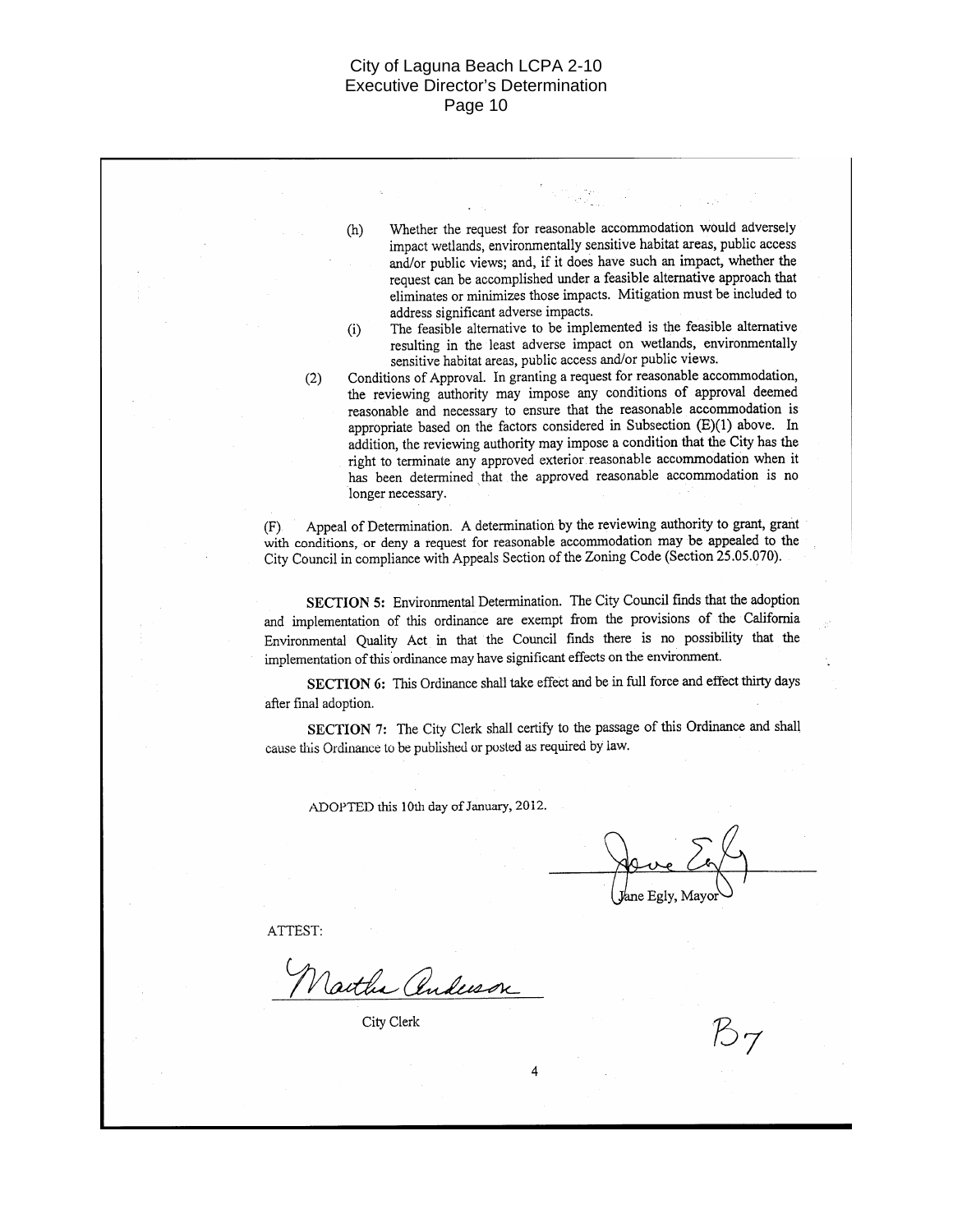(h) Whether the request for reasonable accommodation would adversely impact wetlands, environmentally sensitive habitat areas, public access and/or public views; and, if it does have such an impact, whether the request can be accomplished under a feasible alternative approach that eliminates or minimizes those impacts. Mitigation must be included to address significant adverse impacts.

(i) The feasible alternative to be implemented is the feasible alternative resulting in the least adverse impact on wetlands, environmentally sensitive habitat areas, public access and/or public views.

(2) Conditions of Approval. In granting a request for reasonable accommodation, the reviewing authority may impose any conditions of approval deemed reasonable and necessary to ensure that the reasonable accommodation is appropriate based on the factors considered in Subsection (E)(1) above. In addition, the reviewing authority may impose a condition that the City has the right to terminate any approved exterior reasonable accommodation when it has been determined that the approved reasonable accommodation is no longer necessary.

(F) Appeal of Determination. A determination by the reviewing authority to grant, grant with conditions, or deny a request for reasonable accommodation may be appealed to the City Council in compliance with Appeals Section of the Zoning Code (Section 25.05.070).

**SECTION 5:** Environmental Determination. The City Council finds that the adoption and implementation of this ordinance are exempt from the provisions of the California Environmental Quality Act in that the Council finds there is no possibility that the implementation of this ordinance may have significant effects on the environment.

**SECTION 6:** This Ordinance shall take effect and be in full force and effect thirty days after final adoption.

**SECTION 7:** The City Clerk shall certify to the passage of this Ordinance and shall cause this Ordinance to be published or posted as required by law.

ADOPTED this 10th day of January, 2012.

Jane Egly, Mayor

ATTEST:

City Clerk

4

B7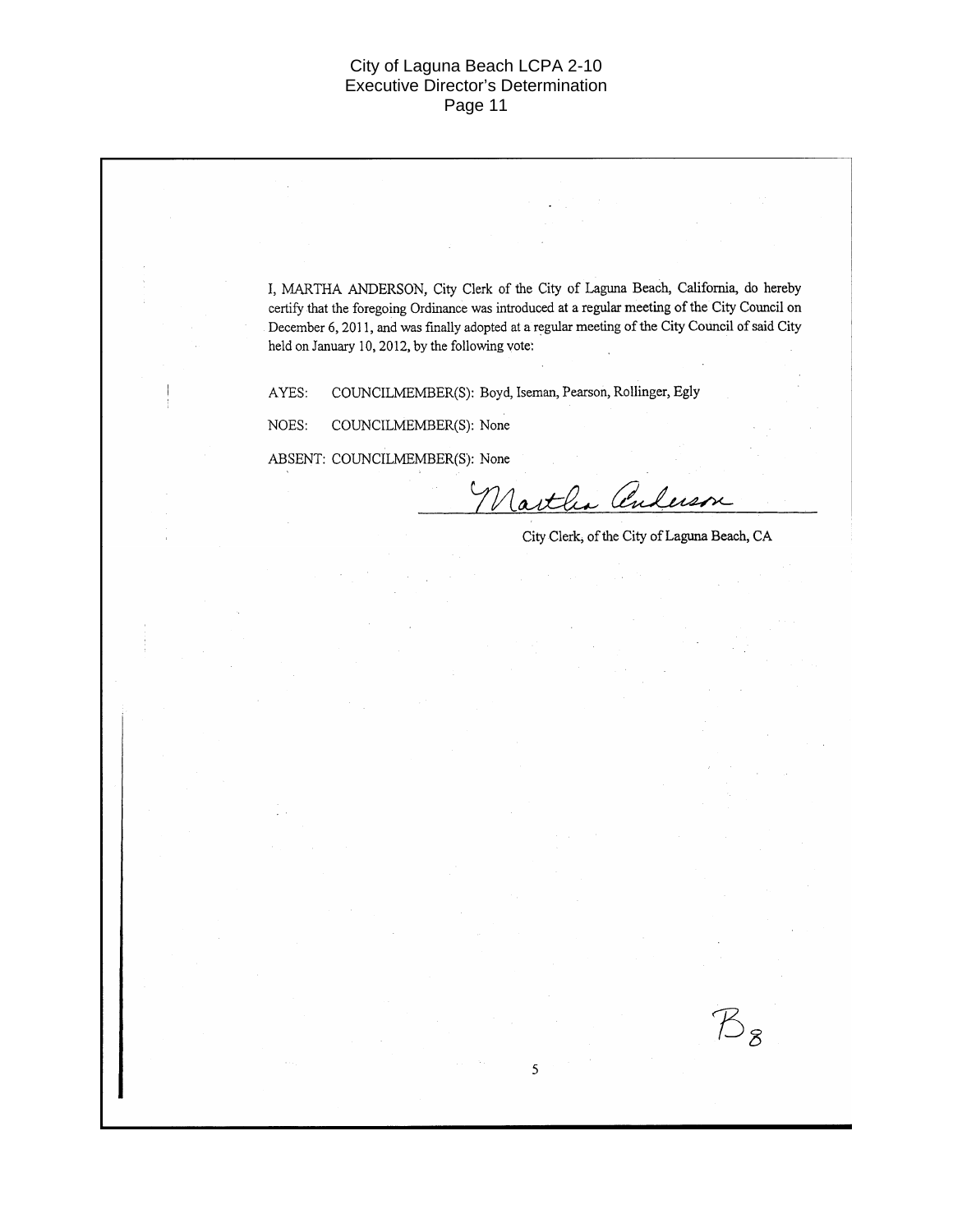I, MARTHA ANDERSON, City Clerk of the City of Laguna Beach, California, do hereby certify that the foregoing Ordinance was introduced at a regular meeting of the City Council on December 6, 2011, and was finally adopted at a regular meeting of the City Council of said City held on January 10, 2012, by the following vote:

AYES: COUNCILMEMBER(S): Boyd, Iseman, Pearson, Rollinger, Egly

NOES: COUNCILMEMBER(S): None

ABSENT: COUNCILMEMBER(S): None

Martha Anderson

City Clerk, of the City of Laguna Beach, CA

B8